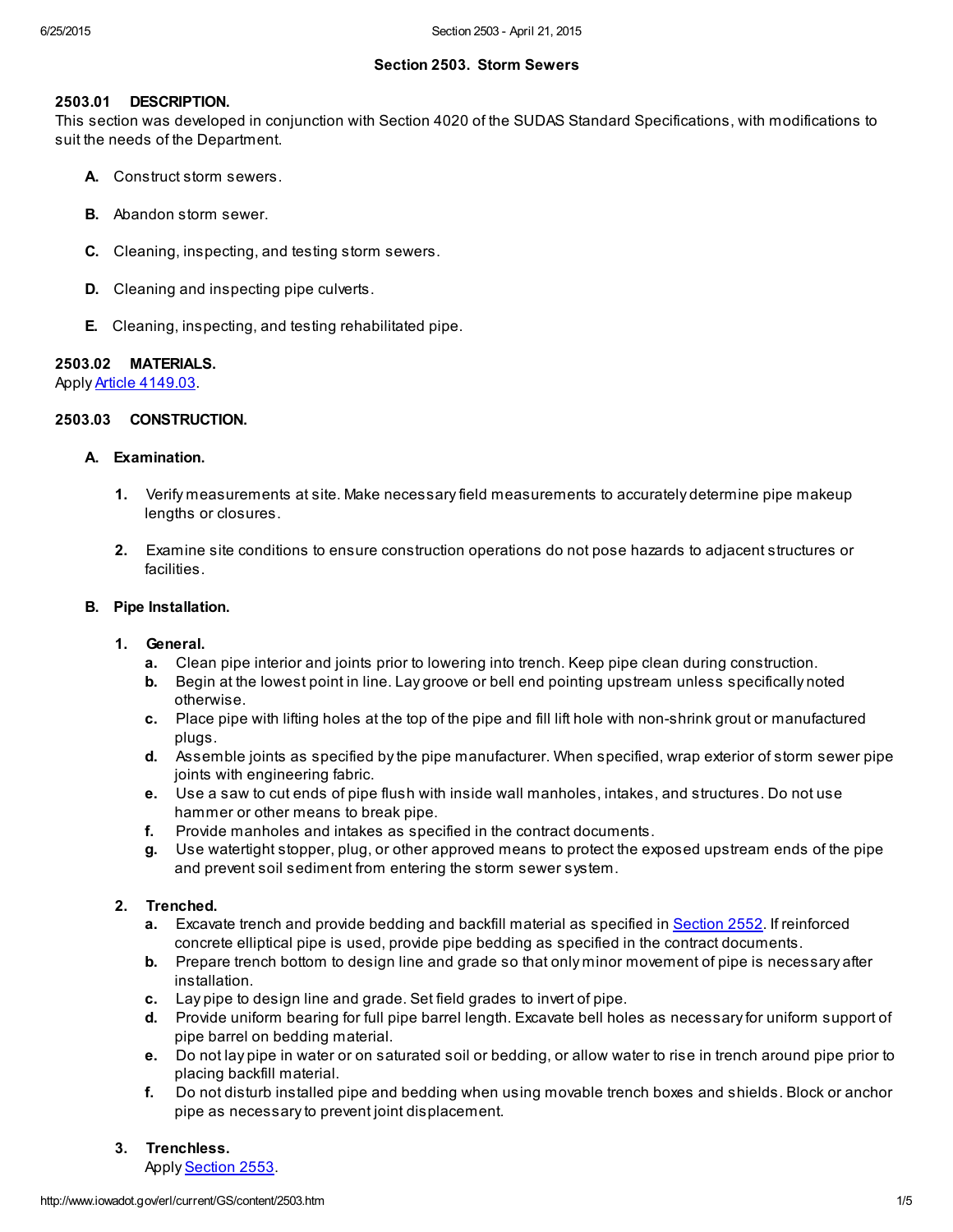# Section 2503. Storm Sewers

## 2503.01 DESCRIPTION.

This section was developed in conjunction with Section 4020 of the SUDAS Standard Specifications, with modifications to suit the needs of the Department.

- **A.** Construct storm sewers.
- **B.** Abandon storm sewer.
- **C.** Cleaning, inspecting, and testing storm sewers.
- **D.** Cleaning and inspecting pipe culverts.
- **E.** Cleaning, inspecting, and testing rehabilitated pipe.

## 2503.02 MATERIALS.

Apply Article 4149.03.

## 2503.03 CONSTRUCTION.

### A. Examination.

1. Verify measurements at site. Make necessary field measurements to accurately determine pipe makeup lengths or closures.
2. Examine site conditions to ensure construction operations do not pose hazards to adjacent structures or facilities.

### B. Pipe Installation.

1. **General.**
   - **a.** Clean pipe interior and joints prior to lowering into trench. Keep pipe clean during construction.
   - **b.** Begin at the lowest point in line. Lay groove or bell end pointing upstream unless specifically noted otherwise.
   - **c.** Place pipe with lifting holes at the top of the pipe and fill lift hole with non-shrink grout or manufactured plugs.
   - **d.** Assemble joints as specified by the pipe manufacturer. When specified, wrap exterior of storm sewer pipe joints with engineering fabric.
   - **e.** Use a saw to cut ends of pipe flush with inside wall manholes, intakes, and structures. Do not use hammer or other means to break pipe.
   - **f.** Provide manholes and intakes as specified in the contract documents.
   - **g.** Use watertight stopper, plug, or other approved means to protect the exposed upstream ends of the pipe and prevent soil sediment from entering the storm sewer system.

2. **Trenched.**
   - **a.** Excavate trench and provide bedding and backfill material as specified in Section 2552. If reinforced concrete elliptical pipe is used, provide pipe bedding as specified in the contract documents.
   - **b.** Prepare trench bottom to design line and grade so that only minor movement of pipe is necessary after installation.
   - **c.** Lay pipe to design line and grade. Set field grades to invert of pipe.
   - **d.** Provide uniform bearing for full pipe barrel length. Excavate bell holes as necessary for uniform support of pipe barrel on bedding material.
   - **e.** Do not lay pipe in water or on saturated soil or bedding, or allow water to rise in trench around pipe prior to placing backfill material.
   - **f.** Do not disturb installed pipe and bedding when using movable trench boxes and shields. Block or anchor pipe as necessary to prevent joint displacement.

3. **Trenchless.**
   Apply Section 2553.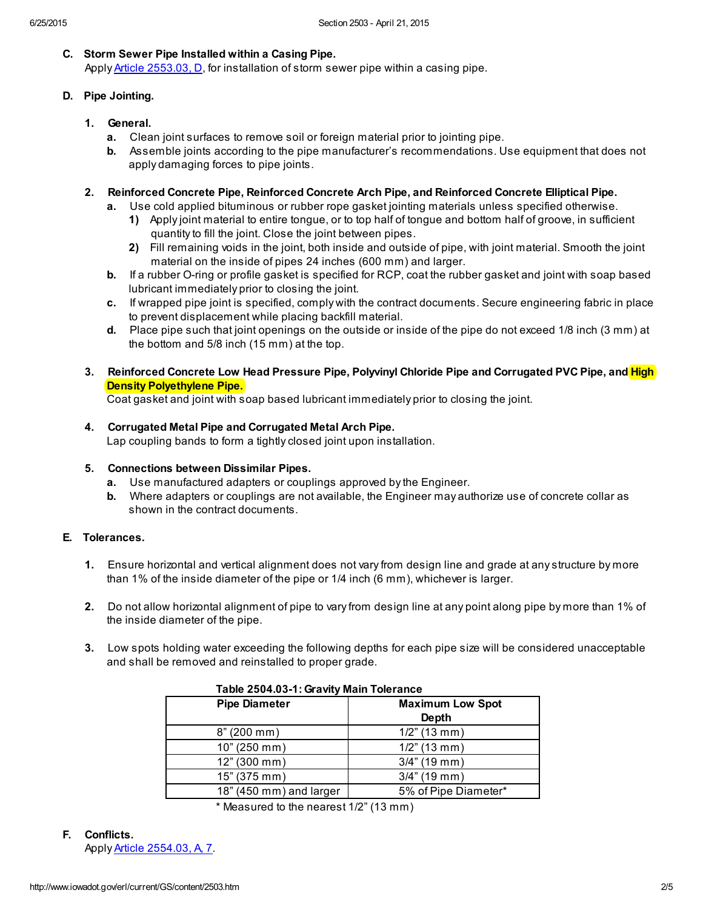**C. Storm Sewer Pipe Installed within a Casing Pipe.**

Apply Article 2553.03, D, for installation of storm sewer pipe within a casing pipe.

**D. Pipe Jointing.**

**1. General.**

- **a.** Clean joint surfaces to remove soil or foreign material prior to jointing pipe.
- **b.** Assemble joints according to the pipe manufacturer's recommendations. Use equipment that does not apply damaging forces to pipe joints.

**2. Reinforced Concrete Pipe, Reinforced Concrete Arch Pipe, and Reinforced Concrete Elliptical Pipe.**

- **a.** Use cold applied bituminous or rubber rope gasket jointing materials unless specified otherwise.
  - **1)** Apply joint material to entire tongue, or to top half of tongue and bottom half of groove, in sufficient quantity to fill the joint. Close the joint between pipes.
  - **2)** Fill remaining voids in the joint, both inside and outside of pipe, with joint material. Smooth the joint material on the inside of pipes 24 inches (600 mm) and larger.
- **b.** If a rubber O-ring or profile gasket is specified for RCP, coat the rubber gasket and joint with soap based lubricant immediately prior to closing the joint.
- **c.** If wrapped pipe joint is specified, comply with the contract documents. Secure engineering fabric in place to prevent displacement while placing backfill material.
- **d.** Place pipe such that joint openings on the outside or inside of the pipe do not exceed 1/8 inch (3 mm) at the bottom and 5/8 inch (15 mm) at the top.

**3. Reinforced Concrete Low Head Pressure Pipe, Polyvinyl Chloride Pipe and Corrugated PVC Pipe, and High Density Polyethylene Pipe.**

Coat gasket and joint with soap based lubricant immediately prior to closing the joint.

**4. Corrugated Metal Pipe and Corrugated Metal Arch Pipe.**

Lap coupling bands to form a tightly closed joint upon installation.

**5. Connections between Dissimilar Pipes.**

- **a.** Use manufactured adapters or couplings approved by the Engineer.
- **b.** Where adapters or couplings are not available, the Engineer may authorize use of concrete collar as shown in the contract documents.

**E. Tolerances.**

**1.** Ensure horizontal and vertical alignment does not vary from design line and grade at any structure by more than 1% of the inside diameter of the pipe or 1/4 inch (6 mm), whichever is larger.

**2.** Do not allow horizontal alignment of pipe to vary from design line at any point along pipe by more than 1% of the inside diameter of the pipe.

**3.** Low spots holding water exceeding the following depths for each pipe size will be considered unacceptable and shall be removed and reinstalled to proper grade.

**Table 2504.03-1: Gravity Main Tolerance**

| Pipe Diameter | Maximum Low Spot Depth |
|---|---|
| 8" (200 mm) | 1/2" (13 mm) |
| 10" (250 mm) | 1/2" (13 mm) |
| 12" (300 mm) | 3/4" (19 mm) |
| 15" (375 mm) | 3/4" (19 mm) |
| 18" (450 mm) and larger | 5% of Pipe Diameter* |

\* Measured to the nearest 1/2" (13 mm)

**F. Conflicts.**

Apply Article 2554.03, A, 7.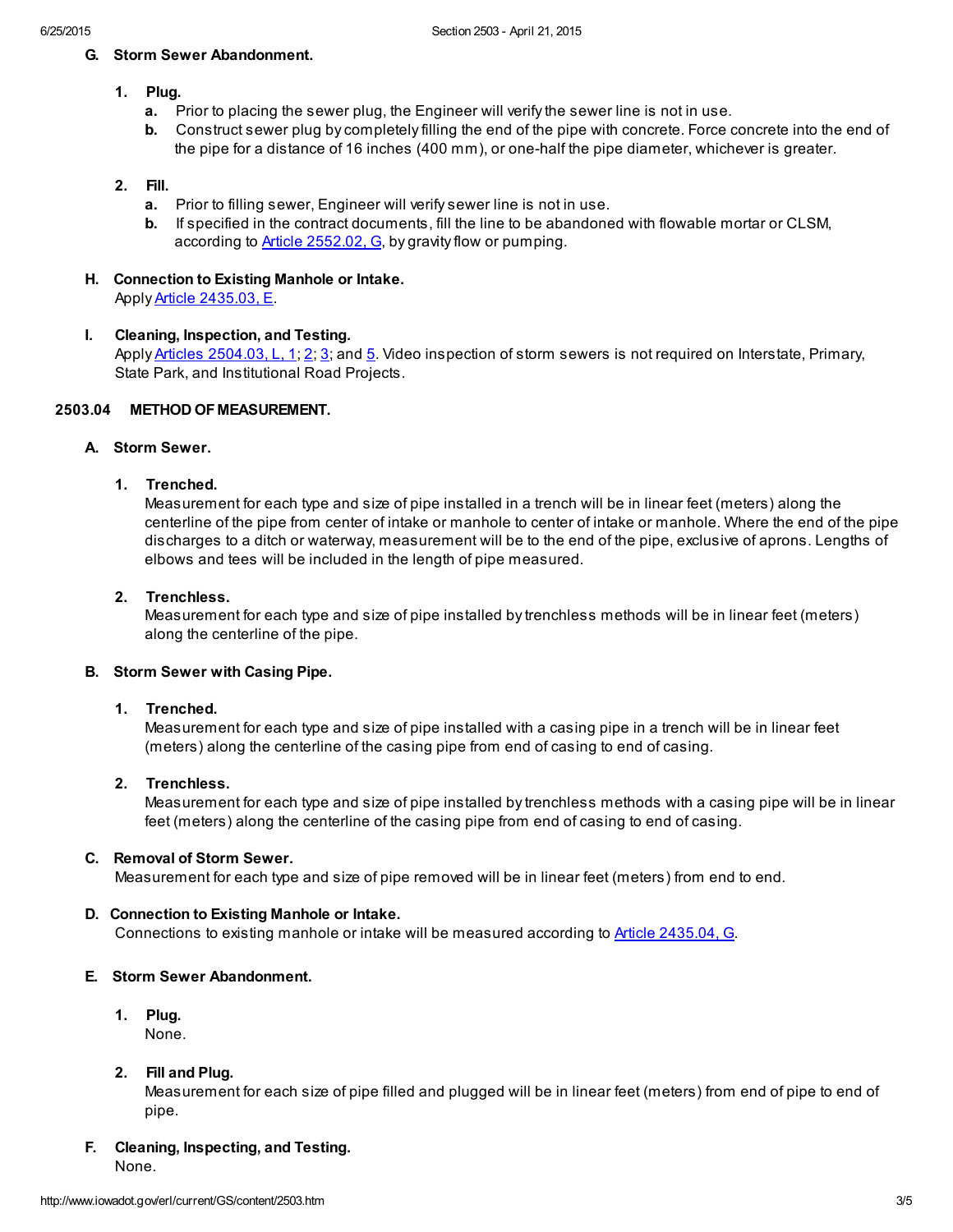### G. Storm Sewer Abandonment.

1. **Plug.**
   a. Prior to placing the sewer plug, the Engineer will verify the sewer line is not in use.
   b. Construct sewer plug by completely filling the end of the pipe with concrete. Force concrete into the end of the pipe for a distance of 16 inches (400 mm), or one-half the pipe diameter, whichever is greater.

2. **Fill.**
   a. Prior to filling sewer, Engineer will verify sewer line is not in use.
   b. If specified in the contract documents, fill the line to be abandoned with flowable mortar or CLSM, according to Article 2552.02, G, by gravity flow or pumping.

### H. Connection to Existing Manhole or Intake.

Apply Article 2435.03, E.

### I. Cleaning, Inspection, and Testing.

Apply Articles 2504.03, L, 1; 2; 3; and 5. Video inspection of storm sewers is not required on Interstate, Primary, State Park, and Institutional Road Projects.

## 2503.04 METHOD OF MEASUREMENT.

### A. Storm Sewer.

1. **Trenched.**
   Measurement for each type and size of pipe installed in a trench will be in linear feet (meters) along the centerline of the pipe from center of intake or manhole to center of intake or manhole. Where the end of the pipe discharges to a ditch or waterway, measurement will be to the end of the pipe, exclusive of aprons. Lengths of elbows and tees will be included in the length of pipe measured.

2. **Trenchless.**
   Measurement for each type and size of pipe installed by trenchless methods will be in linear feet (meters) along the centerline of the pipe.

### B. Storm Sewer with Casing Pipe.

1. **Trenched.**
   Measurement for each type and size of pipe installed with a casing pipe in a trench will be in linear feet (meters) along the centerline of the casing pipe from end of casing to end of casing.

2. **Trenchless.**
   Measurement for each type and size of pipe installed by trenchless methods with a casing pipe will be in linear feet (meters) along the centerline of the casing pipe from end of casing to end of casing.

### C. Removal of Storm Sewer.

Measurement for each type and size of pipe removed will be in linear feet (meters) from end to end.

### D. Connection to Existing Manhole or Intake.

Connections to existing manhole or intake will be measured according to Article 2435.04, G.

### E. Storm Sewer Abandonment.

1. **Plug.**
   None.

2. **Fill and Plug.**
   Measurement for each size of pipe filled and plugged will be in linear feet (meters) from end of pipe to end of pipe.

### F. Cleaning, Inspecting, and Testing.

None.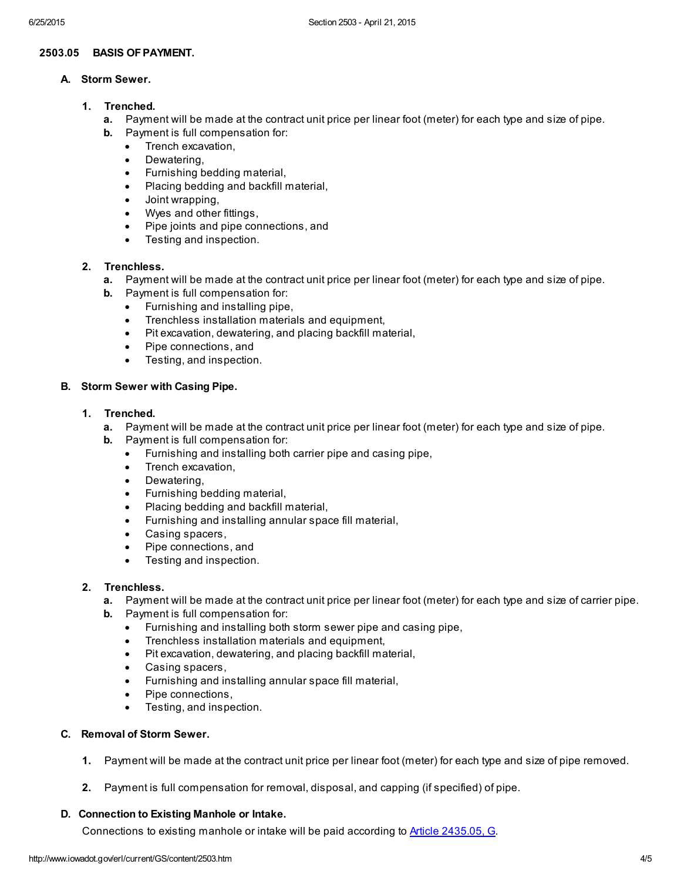## 2503.05 BASIS OF PAYMENT.

### A. Storm Sewer.

**1. Trenched.**

**a.** Payment will be made at the contract unit price per linear foot (meter) for each type and size of pipe.

**b.** Payment is full compensation for:

- Trench excavation,
- Dewatering,
- Furnishing bedding material,
- Placing bedding and backfill material,
- Joint wrapping,
- Wyes and other fittings,
- Pipe joints and pipe connections, and
- Testing and inspection.

**2. Trenchless.**

**a.** Payment will be made at the contract unit price per linear foot (meter) for each type and size of pipe.

**b.** Payment is full compensation for:

- Furnishing and installing pipe,
- Trenchless installation materials and equipment,
- Pit excavation, dewatering, and placing backfill material,
- Pipe connections, and
- Testing, and inspection.

### B. Storm Sewer with Casing Pipe.

**1. Trenched.**

**a.** Payment will be made at the contract unit price per linear foot (meter) for each type and size of pipe.

**b.** Payment is full compensation for:

- Furnishing and installing both carrier pipe and casing pipe,
- Trench excavation,
- Dewatering,
- Furnishing bedding material,
- Placing bedding and backfill material,
- Furnishing and installing annular space fill material,
- Casing spacers,
- Pipe connections, and
- Testing and inspection.

**2. Trenchless.**

**a.** Payment will be made at the contract unit price per linear foot (meter) for each type and size of carrier pipe.

**b.** Payment is full compensation for:

- Furnishing and installing both storm sewer pipe and casing pipe,
- Trenchless installation materials and equipment,
- Pit excavation, dewatering, and placing backfill material,
- Casing spacers,
- Furnishing and installing annular space fill material,
- Pipe connections,
- Testing, and inspection.

### C. Removal of Storm Sewer.

**1.** Payment will be made at the contract unit price per linear foot (meter) for each type and size of pipe removed.

**2.** Payment is full compensation for removal, disposal, and capping (if specified) of pipe.

### D. Connection to Existing Manhole or Intake.

Connections to existing manhole or intake will be paid according to Article 2435.05, G.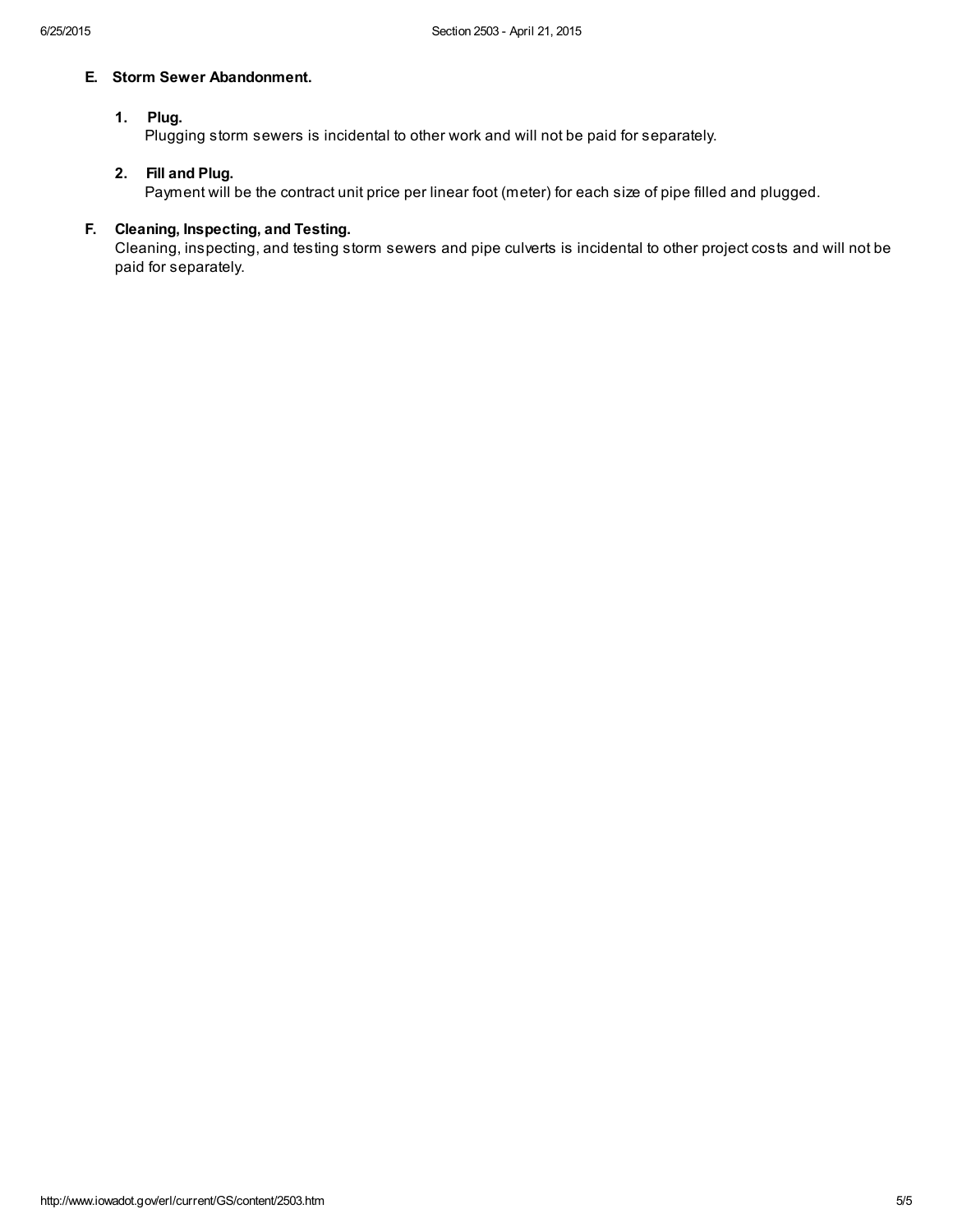**E. Storm Sewer Abandonment.**

**1. Plug.**

Plugging storm sewers is incidental to other work and will not be paid for separately.

**2. Fill and Plug.**

Payment will be the contract unit price per linear foot (meter) for each size of pipe filled and plugged.

**F. Cleaning, Inspecting, and Testing.**

Cleaning, inspecting, and testing storm sewers and pipe culverts is incidental to other project costs and will not be paid for separately.